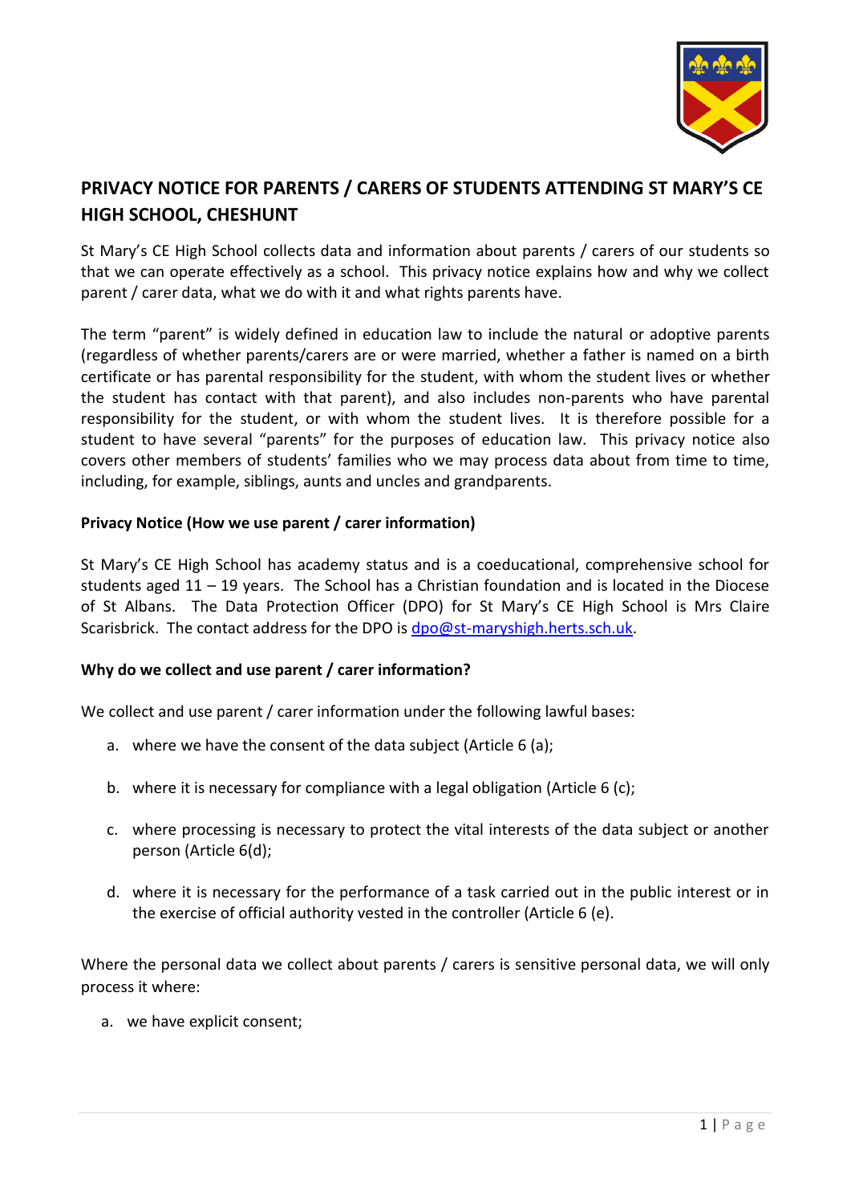# PRIVACY NOTICE FOR PARENTS / CARERS OF STUDENTS ATTENDING ST MARY'S CE HIGH SCHOOL, CHESHUNT

St Mary's CE High School collects data and information about parents / carers of our students so that we can operate effectively as a school. This privacy notice explains how and why we collect parent / carer data, what we do with it and what rights parents have.

The term "parent" is widely defined in education law to include the natural or adoptive parents (regardless of whether parents/carers are or were married, whether a father is named on a birth certificate or has parental responsibility for the student, with whom the student lives or whether the student has contact with that parent), and also includes non-parents who have parental responsibility for the student, or with whom the student lives. It is therefore possible for a student to have several "parents" for the purposes of education law. This privacy notice also covers other members of students' families who we may process data about from time to time, including, for example, siblings, aunts and uncles and grandparents.

**Privacy Notice (How we use parent / carer information)**

St Mary's CE High School has academy status and is a coeducational, comprehensive school for students aged 11 – 19 years. The School has a Christian foundation and is located in the Diocese of St Albans. The Data Protection Officer (DPO) for St Mary's CE High School is Mrs Claire Scarisbrick. The contact address for the DPO is dpo@st-maryshigh.herts.sch.uk.

**Why do we collect and use parent / carer information?**

We collect and use parent / carer information under the following lawful bases:

a. where we have the consent of the data subject (Article 6 (a);

b. where it is necessary for compliance with a legal obligation (Article 6 (c);

c. where processing is necessary to protect the vital interests of the data subject or another person (Article 6(d);

d. where it is necessary for the performance of a task carried out in the public interest or in the exercise of official authority vested in the controller (Article 6 (e).

Where the personal data we collect about parents / carers is sensitive personal data, we will only process it where:

a. we have explicit consent;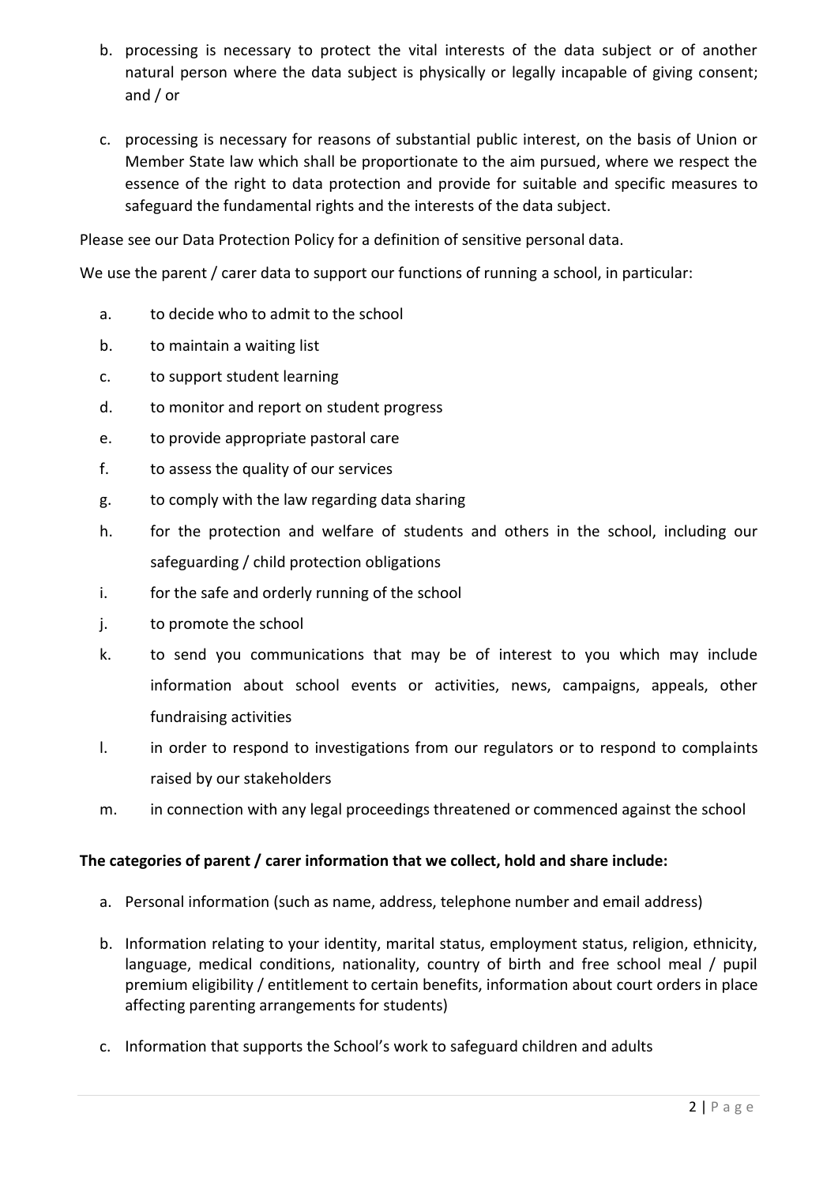b. processing is necessary to protect the vital interests of the data subject or of another natural person where the data subject is physically or legally incapable of giving consent; and / or

c. processing is necessary for reasons of substantial public interest, on the basis of Union or Member State law which shall be proportionate to the aim pursued, where we respect the essence of the right to data protection and provide for suitable and specific measures to safeguard the fundamental rights and the interests of the data subject.

Please see our Data Protection Policy for a definition of sensitive personal data.

We use the parent / carer data to support our functions of running a school, in particular:

a. to decide who to admit to the school
b. to maintain a waiting list
c. to support student learning
d. to monitor and report on student progress
e. to provide appropriate pastoral care
f. to assess the quality of our services
g. to comply with the law regarding data sharing
h. for the protection and welfare of students and others in the school, including our safeguarding / child protection obligations
i. for the safe and orderly running of the school
j. to promote the school
k. to send you communications that may be of interest to you which may include information about school events or activities, news, campaigns, appeals, other fundraising activities
l. in order to respond to investigations from our regulators or to respond to complaints raised by our stakeholders
m. in connection with any legal proceedings threatened or commenced against the school

**The categories of parent / carer information that we collect, hold and share include:**

a. Personal information (such as name, address, telephone number and email address)

b. Information relating to your identity, marital status, employment status, religion, ethnicity, language, medical conditions, nationality, country of birth and free school meal / pupil premium eligibility / entitlement to certain benefits, information about court orders in place affecting parenting arrangements for students)

c. Information that supports the School's work to safeguard children and adults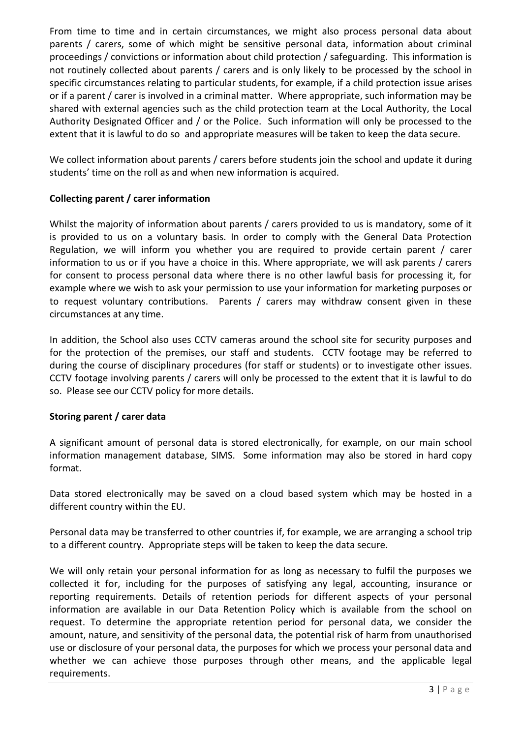From time to time and in certain circumstances, we might also process personal data about parents / carers, some of which might be sensitive personal data, information about criminal proceedings / convictions or information about child protection / safeguarding. This information is not routinely collected about parents / carers and is only likely to be processed by the school in specific circumstances relating to particular students, for example, if a child protection issue arises or if a parent / carer is involved in a criminal matter. Where appropriate, such information may be shared with external agencies such as the child protection team at the Local Authority, the Local Authority Designated Officer and / or the Police. Such information will only be processed to the extent that it is lawful to do so and appropriate measures will be taken to keep the data secure.

We collect information about parents / carers before students join the school and update it during students' time on the roll as and when new information is acquired.

**Collecting parent / carer information**

Whilst the majority of information about parents / carers provided to us is mandatory, some of it is provided to us on a voluntary basis. In order to comply with the General Data Protection Regulation, we will inform you whether you are required to provide certain parent / carer information to us or if you have a choice in this. Where appropriate, we will ask parents / carers for consent to process personal data where there is no other lawful basis for processing it, for example where we wish to ask your permission to use your information for marketing purposes or to request voluntary contributions. Parents / carers may withdraw consent given in these circumstances at any time.

In addition, the School also uses CCTV cameras around the school site for security purposes and for the protection of the premises, our staff and students. CCTV footage may be referred to during the course of disciplinary procedures (for staff or students) or to investigate other issues. CCTV footage involving parents / carers will only be processed to the extent that it is lawful to do so. Please see our CCTV policy for more details.

**Storing parent / carer data**

A significant amount of personal data is stored electronically, for example, on our main school information management database, SIMS. Some information may also be stored in hard copy format.

Data stored electronically may be saved on a cloud based system which may be hosted in a different country within the EU.

Personal data may be transferred to other countries if, for example, we are arranging a school trip to a different country. Appropriate steps will be taken to keep the data secure.

We will only retain your personal information for as long as necessary to fulfil the purposes we collected it for, including for the purposes of satisfying any legal, accounting, insurance or reporting requirements. Details of retention periods for different aspects of your personal information are available in our Data Retention Policy which is available from the school on request. To determine the appropriate retention period for personal data, we consider the amount, nature, and sensitivity of the personal data, the potential risk of harm from unauthorised use or disclosure of your personal data, the purposes for which we process your personal data and whether we can achieve those purposes through other means, and the applicable legal requirements.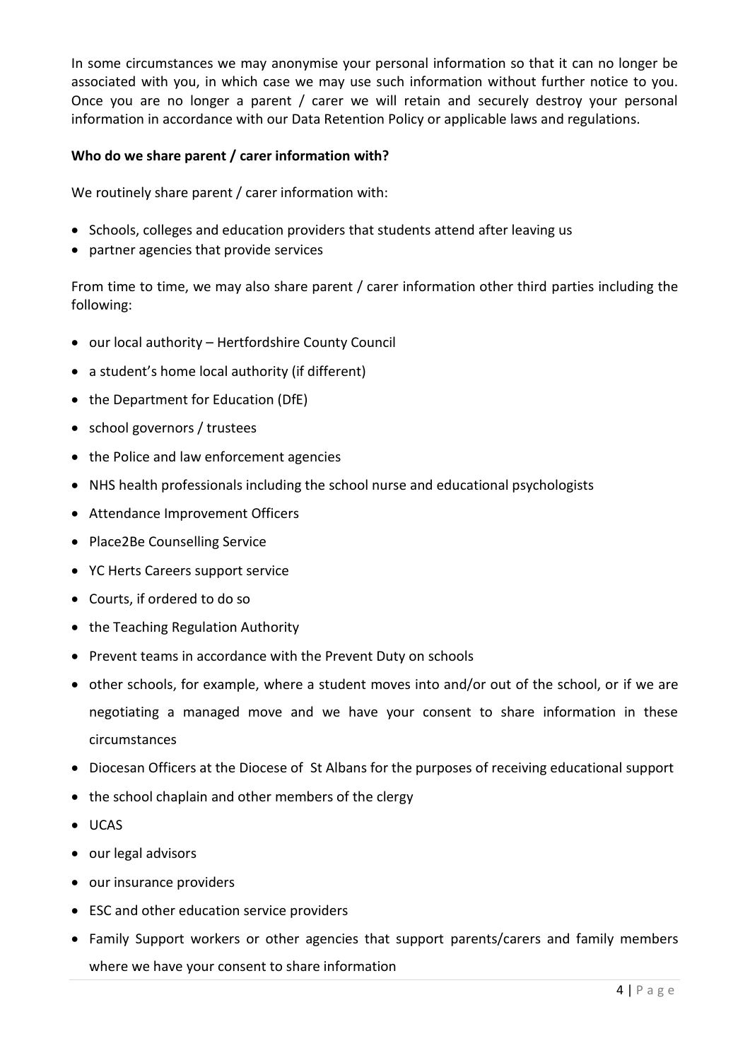In some circumstances we may anonymise your personal information so that it can no longer be associated with you, in which case we may use such information without further notice to you. Once you are no longer a parent / carer we will retain and securely destroy your personal information in accordance with our Data Retention Policy or applicable laws and regulations.

**Who do we share parent / carer information with?**

We routinely share parent / carer information with:

- Schools, colleges and education providers that students attend after leaving us
- partner agencies that provide services

From time to time, we may also share parent / carer information other third parties including the following:

- our local authority – Hertfordshire County Council
- a student's home local authority (if different)
- the Department for Education (DfE)
- school governors / trustees
- the Police and law enforcement agencies
- NHS health professionals including the school nurse and educational psychologists
- Attendance Improvement Officers
- Place2Be Counselling Service
- YC Herts Careers support service
- Courts, if ordered to do so
- the Teaching Regulation Authority
- Prevent teams in accordance with the Prevent Duty on schools
- other schools, for example, where a student moves into and/or out of the school, or if we are negotiating a managed move and we have your consent to share information in these circumstances
- Diocesan Officers at the Diocese of St Albans for the purposes of receiving educational support
- the school chaplain and other members of the clergy
- UCAS
- our legal advisors
- our insurance providers
- ESC and other education service providers
- Family Support workers or other agencies that support parents/carers and family members where we have your consent to share information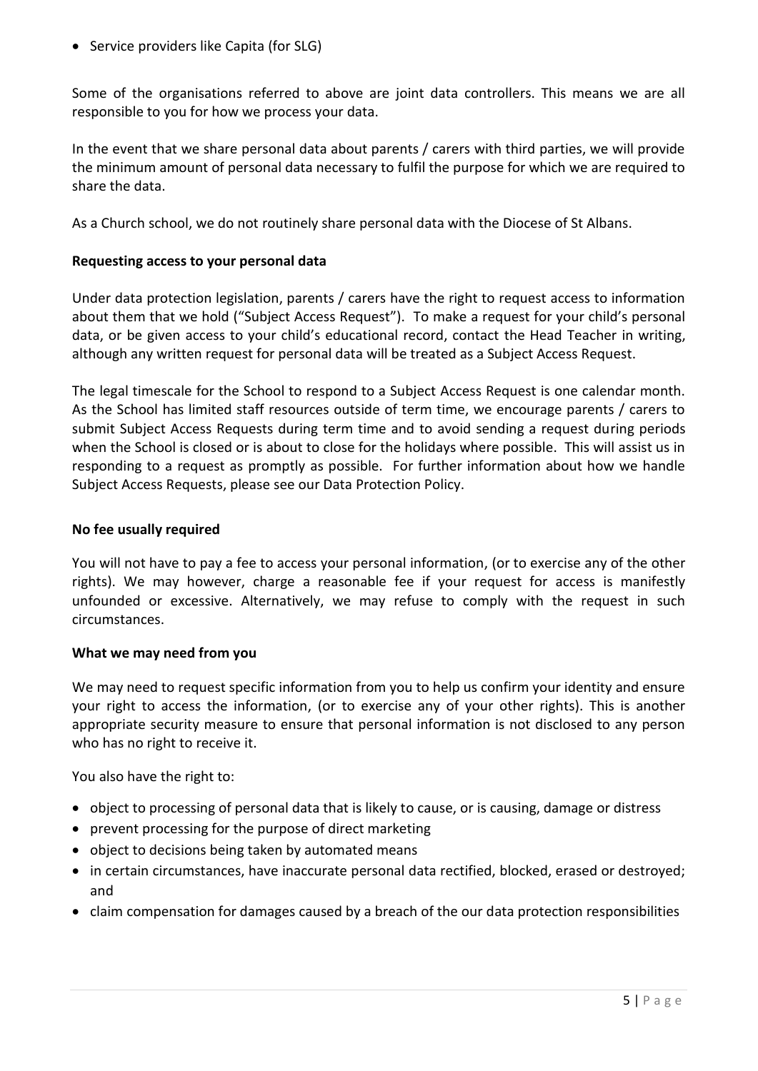- Service providers like Capita (for SLG)

Some of the organisations referred to above are joint data controllers. This means we are all responsible to you for how we process your data.

In the event that we share personal data about parents / carers with third parties, we will provide the minimum amount of personal data necessary to fulfil the purpose for which we are required to share the data.

As a Church school, we do not routinely share personal data with the Diocese of St Albans.

**Requesting access to your personal data**

Under data protection legislation, parents / carers have the right to request access to information about them that we hold ("Subject Access Request"). To make a request for your child's personal data, or be given access to your child's educational record, contact the Head Teacher in writing, although any written request for personal data will be treated as a Subject Access Request.

The legal timescale for the School to respond to a Subject Access Request is one calendar month. As the School has limited staff resources outside of term time, we encourage parents / carers to submit Subject Access Requests during term time and to avoid sending a request during periods when the School is closed or is about to close for the holidays where possible. This will assist us in responding to a request as promptly as possible. For further information about how we handle Subject Access Requests, please see our Data Protection Policy.

**No fee usually required**

You will not have to pay a fee to access your personal information, (or to exercise any of the other rights). We may however, charge a reasonable fee if your request for access is manifestly unfounded or excessive. Alternatively, we may refuse to comply with the request in such circumstances.

**What we may need from you**

We may need to request specific information from you to help us confirm your identity and ensure your right to access the information, (or to exercise any of your other rights). This is another appropriate security measure to ensure that personal information is not disclosed to any person who has no right to receive it.

You also have the right to:

- object to processing of personal data that is likely to cause, or is causing, damage or distress
- prevent processing for the purpose of direct marketing
- object to decisions being taken by automated means
- in certain circumstances, have inaccurate personal data rectified, blocked, erased or destroyed; and
- claim compensation for damages caused by a breach of the our data protection responsibilities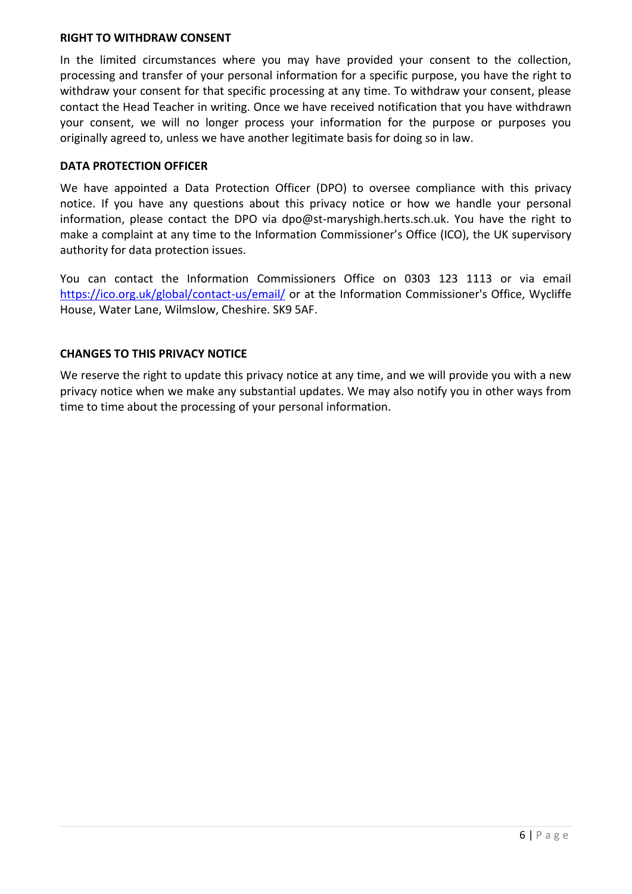### RIGHT TO WITHDRAW CONSENT

In the limited circumstances where you may have provided your consent to the collection, processing and transfer of your personal information for a specific purpose, you have the right to withdraw your consent for that specific processing at any time. To withdraw your consent, please contact the Head Teacher in writing. Once we have received notification that you have withdrawn your consent, we will no longer process your information for the purpose or purposes you originally agreed to, unless we have another legitimate basis for doing so in law.

### DATA PROTECTION OFFICER

We have appointed a Data Protection Officer (DPO) to oversee compliance with this privacy notice. If you have any questions about this privacy notice or how we handle your personal information, please contact the DPO via dpo@st-maryshigh.herts.sch.uk. You have the right to make a complaint at any time to the Information Commissioner's Office (ICO), the UK supervisory authority for data protection issues.

You can contact the Information Commissioners Office on 0303 123 1113 or via email https://ico.org.uk/global/contact-us/email/ or at the Information Commissioner's Office, Wycliffe House, Water Lane, Wilmslow, Cheshire. SK9 5AF.

### CHANGES TO THIS PRIVACY NOTICE

We reserve the right to update this privacy notice at any time, and we will provide you with a new privacy notice when we make any substantial updates. We may also notify you in other ways from time to time about the processing of your personal information.